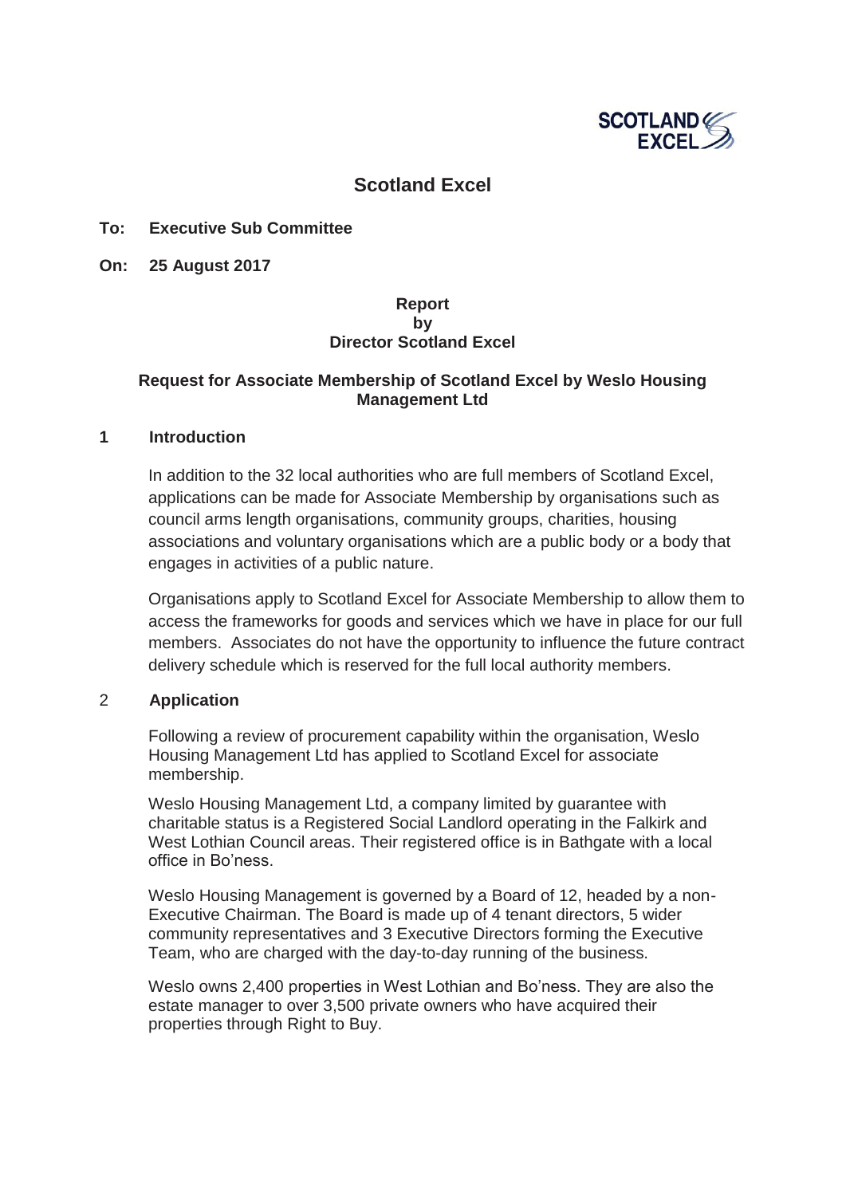# Scotland Excel

**To: Executive Sub Committee**

**On: 25 August 2017**

**Report**
**by**
**Director Scotland Excel**

**Request for Associate Membership of Scotland Excel by Weslo Housing Management Ltd**

## 1 Introduction

In addition to the 32 local authorities who are full members of Scotland Excel, applications can be made for Associate Membership by organisations such as council arms length organisations, community groups, charities, housing associations and voluntary organisations which are a public body or a body that engages in activities of a public nature.

Organisations apply to Scotland Excel for Associate Membership to allow them to access the frameworks for goods and services which we have in place for our full members. Associates do not have the opportunity to influence the future contract delivery schedule which is reserved for the full local authority members.

## 2 Application

Following a review of procurement capability within the organisation, Weslo Housing Management Ltd has applied to Scotland Excel for associate membership.

Weslo Housing Management Ltd, a company limited by guarantee with charitable status is a Registered Social Landlord operating in the Falkirk and West Lothian Council areas. Their registered office is in Bathgate with a local office in Bo'ness.

Weslo Housing Management is governed by a Board of 12, headed by a non-Executive Chairman. The Board is made up of 4 tenant directors, 5 wider community representatives and 3 Executive Directors forming the Executive Team, who are charged with the day-to-day running of the business.

Weslo owns 2,400 properties in West Lothian and Bo'ness. They are also the estate manager to over 3,500 private owners who have acquired their properties through Right to Buy.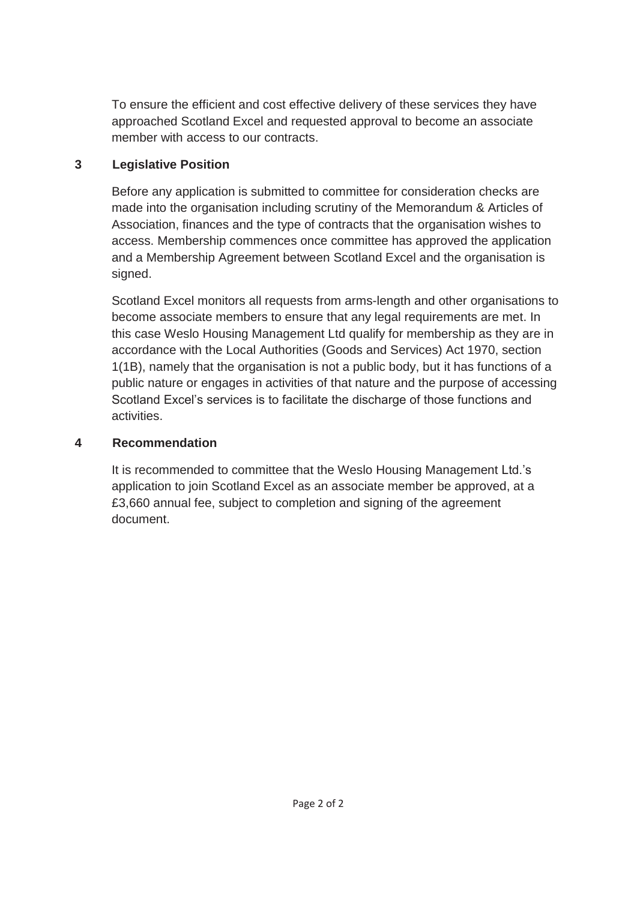To ensure the efficient and cost effective delivery of these services they have approached Scotland Excel and requested approval to become an associate member with access to our contracts.

## 3 Legislative Position

Before any application is submitted to committee for consideration checks are made into the organisation including scrutiny of the Memorandum & Articles of Association, finances and the type of contracts that the organisation wishes to access. Membership commences once committee has approved the application and a Membership Agreement between Scotland Excel and the organisation is signed.

Scotland Excel monitors all requests from arms-length and other organisations to become associate members to ensure that any legal requirements are met. In this case Weslo Housing Management Ltd qualify for membership as they are in accordance with the Local Authorities (Goods and Services) Act 1970, section 1(1B), namely that the organisation is not a public body, but it has functions of a public nature or engages in activities of that nature and the purpose of accessing Scotland Excel's services is to facilitate the discharge of those functions and activities.

## 4 Recommendation

It is recommended to committee that the Weslo Housing Management Ltd.'s application to join Scotland Excel as an associate member be approved, at a £3,660 annual fee, subject to completion and signing of the agreement document.